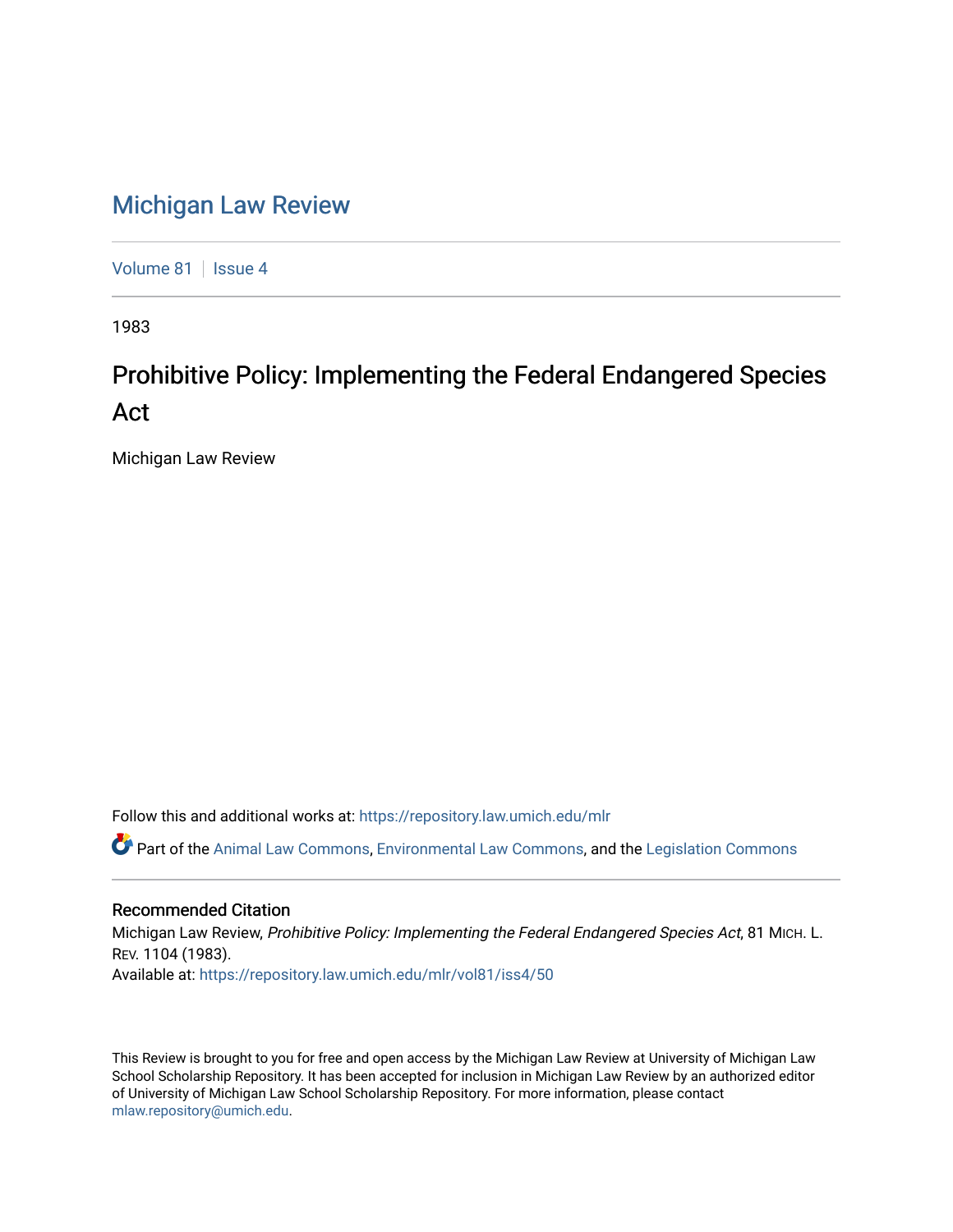# Michigan Law Review

Volume 81 | Issue 4

1983

## Prohibitive Policy: Implementing the Federal Endangered Species Act

Michigan Law Review

Follow this and additional works at: https://repository.law.umich.edu/mlr

Part of the Animal Law Commons, Environmental Law Commons, and the Legislation Commons

### Recommended Citation

Michigan Law Review, *Prohibitive Policy: Implementing the Federal Endangered Species Act*, 81 MICH. L. REV. 1104 (1983).

Available at: https://repository.law.umich.edu/mlr/vol81/iss4/50

This Review is brought to you for free and open access by the Michigan Law Review at University of Michigan Law School Scholarship Repository. It has been accepted for inclusion in Michigan Law Review by an authorized editor of University of Michigan Law School Scholarship Repository. For more information, please contact mlaw.repository@umich.edu.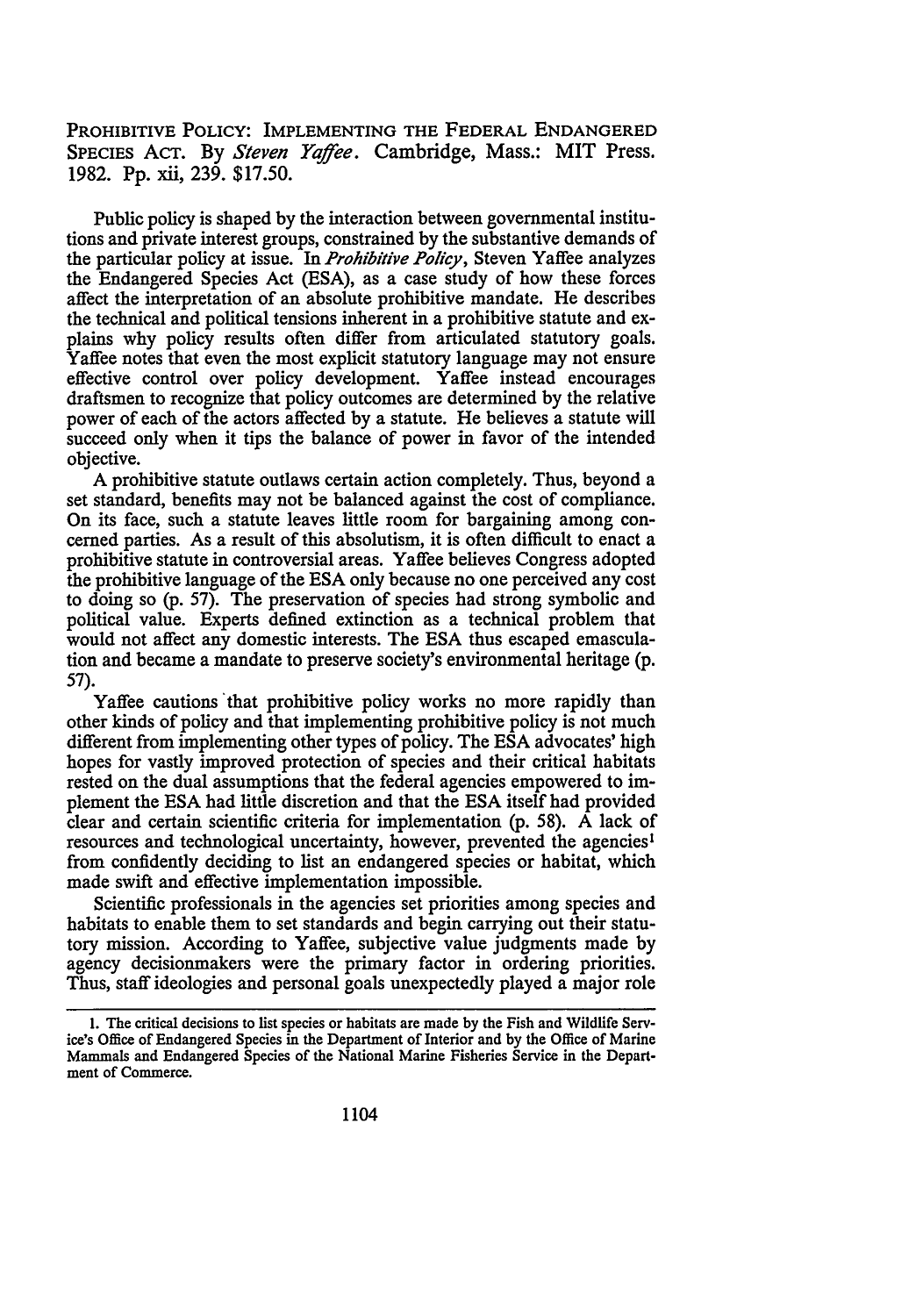PROHIBITIVE POLICY: IMPLEMENTING THE FEDERAL ENDANGERED SPECIES ACT. By *Steven Yaffee*. Cambridge, Mass.: MIT Press. 1982. Pp. xii, 239. $17.50.

Public policy is shaped by the interaction between governmental institutions and private interest groups, constrained by the substantive demands of the particular policy at issue. In *Prohibitive Policy*, Steven Yaffee analyzes the Endangered Species Act (ESA), as a case study of how these forces affect the interpretation of an absolute prohibitive mandate. He describes the technical and political tensions inherent in a prohibitive statute and explains why policy results often differ from articulated statutory goals. Yaffee notes that even the most explicit statutory language may not ensure effective control over policy development. Yaffee instead encourages draftsmen to recognize that policy outcomes are determined by the relative power of each of the actors affected by a statute. He believes a statute will succeed only when it tips the balance of power in favor of the intended objective.

A prohibitive statute outlaws certain action completely. Thus, beyond a set standard, benefits may not be balanced against the cost of compliance. On its face, such a statute leaves little room for bargaining among concerned parties. As a result of this absolutism, it is often difficult to enact a prohibitive statute in controversial areas. Yaffee believes Congress adopted the prohibitive language of the ESA only because no one perceived any cost to doing so (p. 57). The preservation of species had strong symbolic and political value. Experts defined extinction as a technical problem that would not affect any domestic interests. The ESA thus escaped emasculation and became a mandate to preserve society's environmental heritage (p. 57).

Yaffee cautions that prohibitive policy works no more rapidly than other kinds of policy and that implementing prohibitive policy is not much different from implementing other types of policy. The ESA advocates' high hopes for vastly improved protection of species and their critical habitats rested on the dual assumptions that the federal agencies empowered to implement the ESA had little discretion and that the ESA itself had provided clear and certain scientific criteria for implementation (p. 58). A lack of resources and technological uncertainty, however, prevented the agencies[1] from confidently deciding to list an endangered species or habitat, which made swift and effective implementation impossible.

Scientific professionals in the agencies set priorities among species and habitats to enable them to set standards and begin carrying out their statutory mission. According to Yaffee, subjective value judgments made by agency decisionmakers were the primary factor in ordering priorities. Thus, staff ideologies and personal goals unexpectedly played a major role

1. The critical decisions to list species or habitats are made by the Fish and Wildlife Service's Office of Endangered Species in the Department of Interior and by the Office of Marine Mammals and Endangered Species of the National Marine Fisheries Service in the Department of Commerce.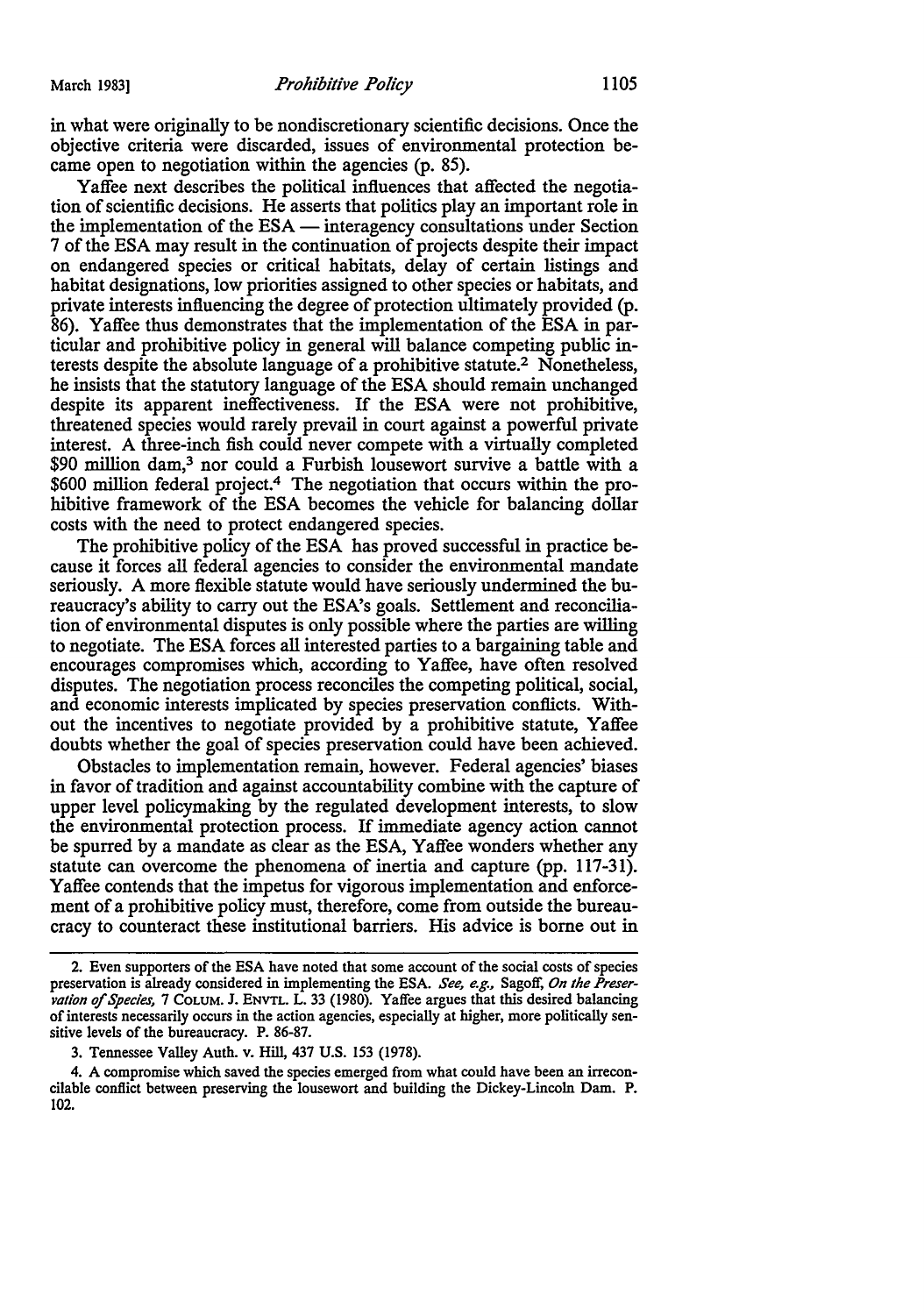in what were originally to be nondiscretionary scientific decisions. Once the objective criteria were discarded, issues of environmental protection became open to negotiation within the agencies (p. 85).

Yaffee next describes the political influences that affected the negotiation of scientific decisions. He asserts that politics play an important role in the implementation of the ESA — interagency consultations under Section 7 of the ESA may result in the continuation of projects despite their impact on endangered species or critical habitats, delay of certain listings and habitat designations, low priorities assigned to other species or habitats, and private interests influencing the degree of protection ultimately provided (p. 86). Yaffee thus demonstrates that the implementation of the ESA in particular and prohibitive policy in general will balance competing public interests despite the absolute language of a prohibitive statute.[2] Nonetheless, he insists that the statutory language of the ESA should remain unchanged despite its apparent ineffectiveness. If the ESA were not prohibitive, threatened species would rarely prevail in court against a powerful private interest. A three-inch fish could never compete with a virtually completed $90 million dam,[3] nor could a Furbish lousewort survive a battle with a $600 million federal project.[4] The negotiation that occurs within the prohibitive framework of the ESA becomes the vehicle for balancing dollar costs with the need to protect endangered species.

The prohibitive policy of the ESA has proved successful in practice because it forces all federal agencies to consider the environmental mandate seriously. A more flexible statute would have seriously undermined the bureaucracy's ability to carry out the ESA's goals. Settlement and reconciliation of environmental disputes is only possible where the parties are willing to negotiate. The ESA forces all interested parties to a bargaining table and encourages compromises which, according to Yaffee, have often resolved disputes. The negotiation process reconciles the competing political, social, and economic interests implicated by species preservation conflicts. Without the incentives to negotiate provided by a prohibitive statute, Yaffee doubts whether the goal of species preservation could have been achieved.

Obstacles to implementation remain, however. Federal agencies' biases in favor of tradition and against accountability combine with the capture of upper level policymaking by the regulated development interests, to slow the environmental protection process. If immediate agency action cannot be spurred by a mandate as clear as the ESA, Yaffee wonders whether any statute can overcome the phenomena of inertia and capture (pp. 117-31). Yaffee contends that the impetus for vigorous implementation and enforcement of a prohibitive policy must, therefore, come from outside the bureaucracy to counteract these institutional barriers. His advice is borne out in

---

2. Even supporters of the ESA have noted that some account of the social costs of species preservation is already considered in implementing the ESA. *See, e.g.,* Sagoff, *On the Preservation of Species,* 7 COLUM. J. ENVTL. L. 33 (1980). Yaffee argues that this desired balancing of interests necessarily occurs in the action agencies, especially at higher, more politically sensitive levels of the bureaucracy. P. 86-87.

3. Tennessee Valley Auth. v. Hill, 437 U.S. 153 (1978).

4. A compromise which saved the species emerged from what could have been an irreconcilable conflict between preserving the lousewort and building the Dickey-Lincoln Dam. P. 102.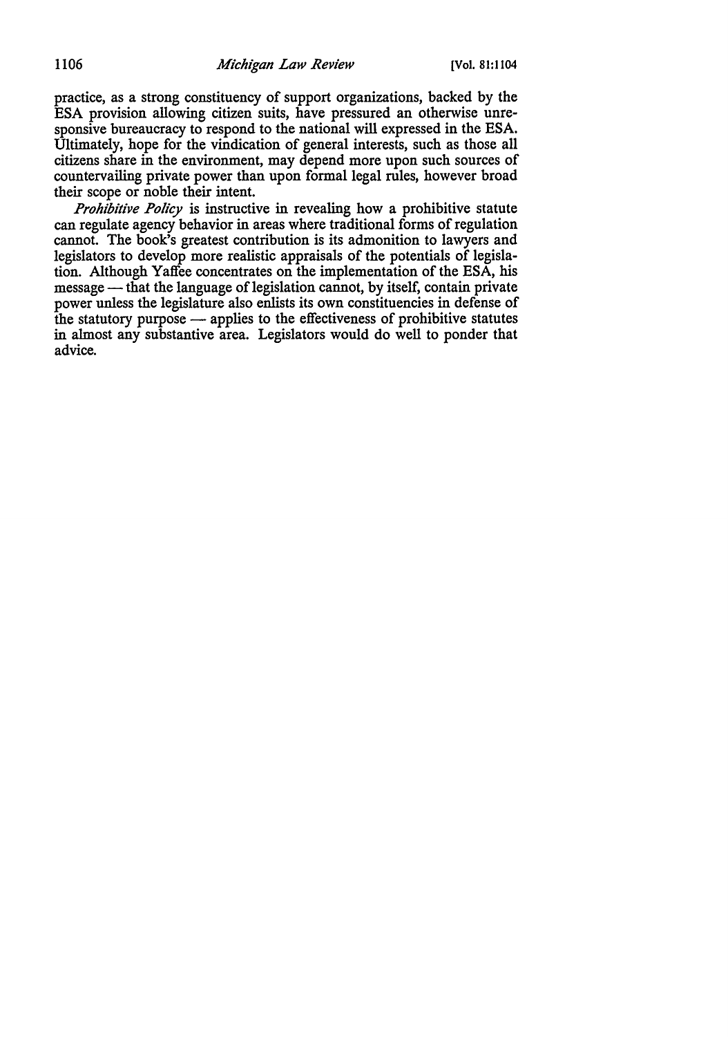practice, as a strong constituency of support organizations, backed by the ESA provision allowing citizen suits, have pressured an otherwise unresponsive bureaucracy to respond to the national will expressed in the ESA. Ultimately, hope for the vindication of general interests, such as those all citizens share in the environment, may depend more upon such sources of countervailing private power than upon formal legal rules, however broad their scope or noble their intent.

*Prohibitive Policy* is instructive in revealing how a prohibitive statute can regulate agency behavior in areas where traditional forms of regulation cannot. The book's greatest contribution is its admonition to lawyers and legislators to develop more realistic appraisals of the potentials of legislation. Although Yaffee concentrates on the implementation of the ESA, his message — that the language of legislation cannot, by itself, contain private power unless the legislature also enlists its own constituencies in defense of the statutory purpose — applies to the effectiveness of prohibitive statutes in almost any substantive area. Legislators would do well to ponder that advice.